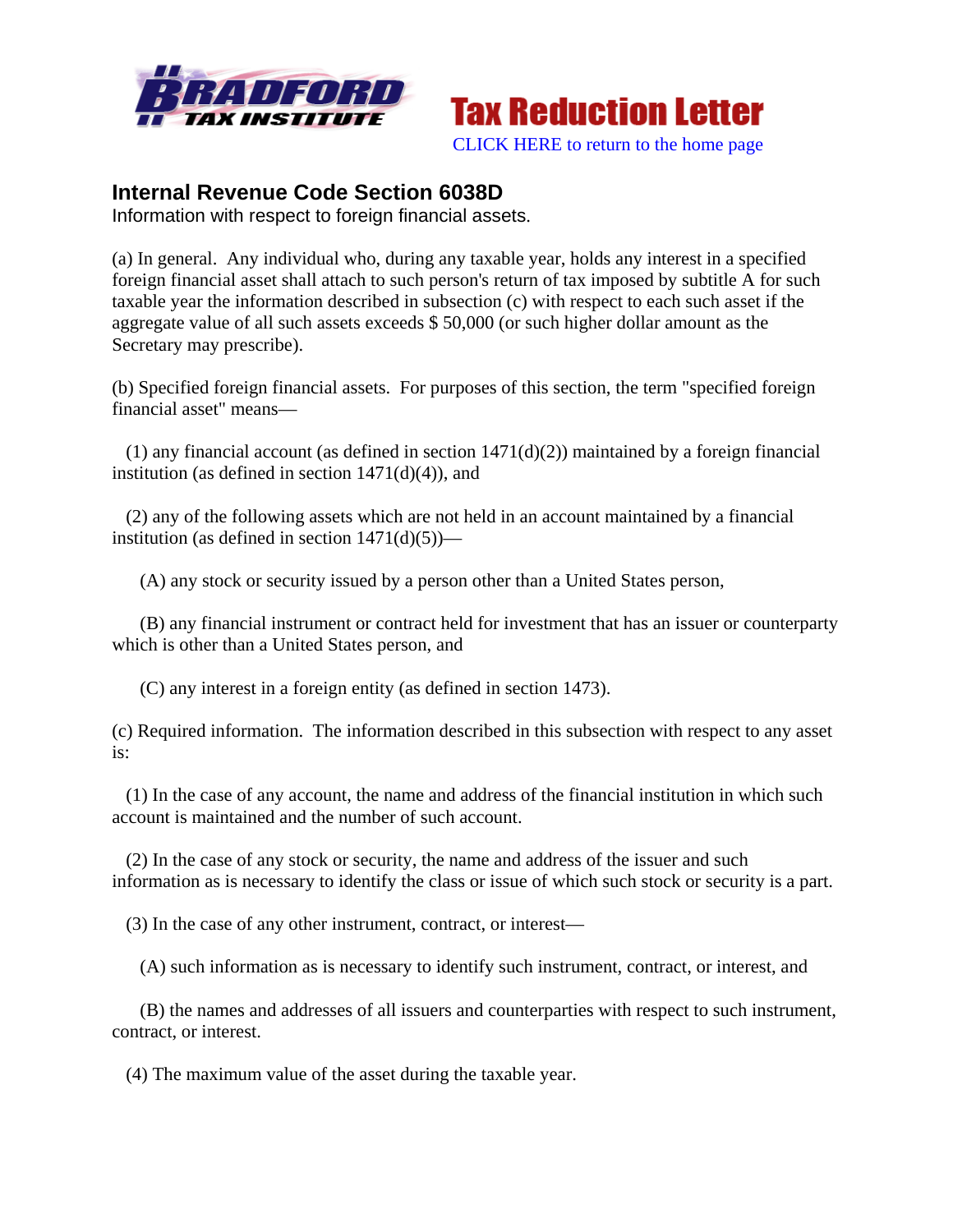Bradford Tax Institute

# Tax Reduction Letter

CLICK HERE to return to the home page

## Internal Revenue Code Section 6038D

Information with respect to foreign financial assets.

(a) In general. Any individual who, during any taxable year, holds any interest in a specified foreign financial asset shall attach to such person's return of tax imposed by subtitle A for such taxable year the information described in subsection (c) with respect to each such asset if the aggregate value of all such assets exceeds $ 50,000 (or such higher dollar amount as the Secretary may prescribe).

(b) Specified foreign financial assets. For purposes of this section, the term "specified foreign financial asset" means—

(1) any financial account (as defined in section 1471(d)(2)) maintained by a foreign financial institution (as defined in section 1471(d)(4)), and

(2) any of the following assets which are not held in an account maintained by a financial institution (as defined in section 1471(d)(5))—

(A) any stock or security issued by a person other than a United States person,

(B) any financial instrument or contract held for investment that has an issuer or counterparty which is other than a United States person, and

(C) any interest in a foreign entity (as defined in section 1473).

(c) Required information. The information described in this subsection with respect to any asset is:

(1) In the case of any account, the name and address of the financial institution in which such account is maintained and the number of such account.

(2) In the case of any stock or security, the name and address of the issuer and such information as is necessary to identify the class or issue of which such stock or security is a part.

(3) In the case of any other instrument, contract, or interest—

(A) such information as is necessary to identify such instrument, contract, or interest, and

(B) the names and addresses of all issuers and counterparties with respect to such instrument, contract, or interest.

(4) The maximum value of the asset during the taxable year.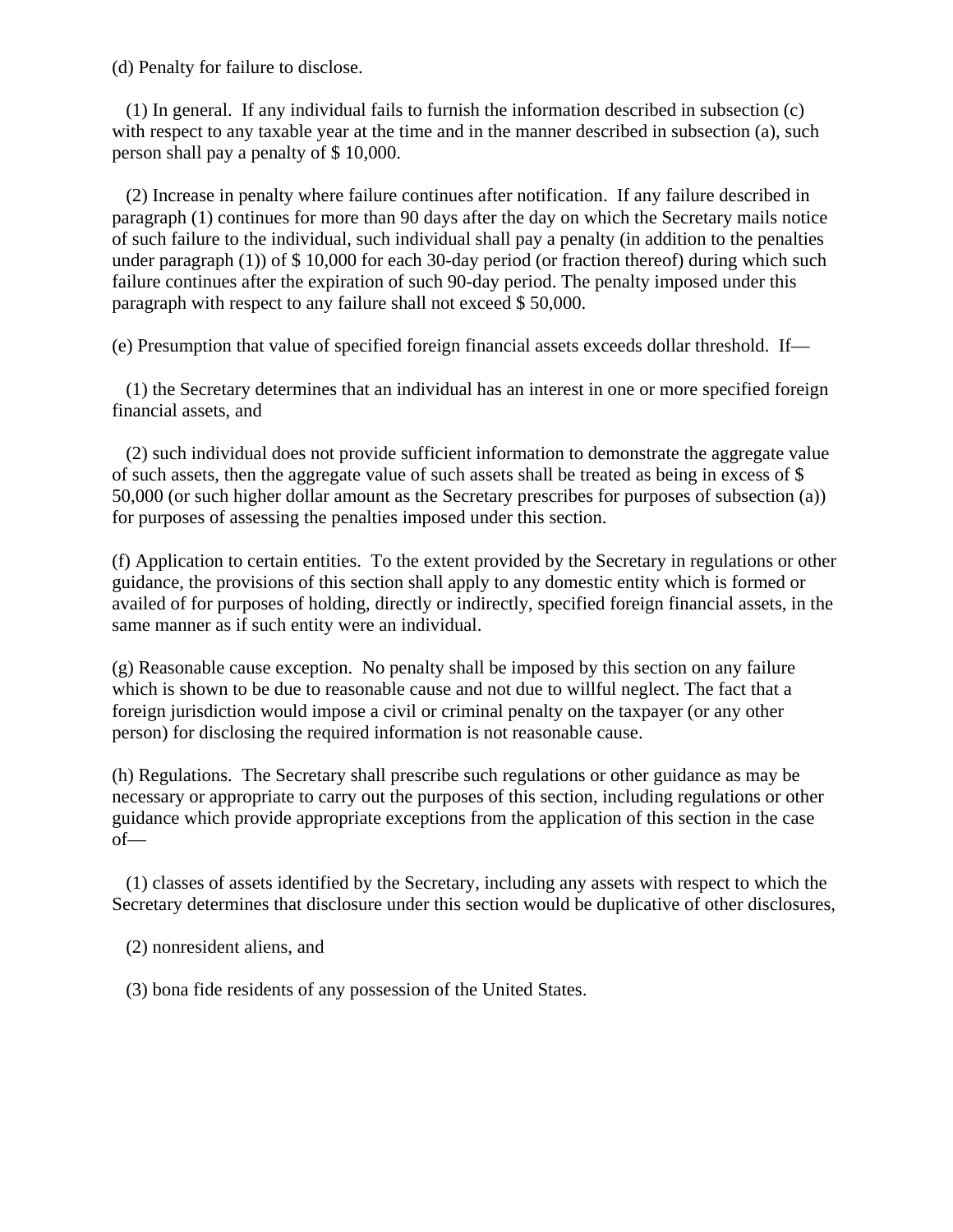(d) Penalty for failure to disclose.

(1) In general. If any individual fails to furnish the information described in subsection (c) with respect to any taxable year at the time and in the manner described in subsection (a), such person shall pay a penalty of $ 10,000.

(2) Increase in penalty where failure continues after notification. If any failure described in paragraph (1) continues for more than 90 days after the day on which the Secretary mails notice of such failure to the individual, such individual shall pay a penalty (in addition to the penalties under paragraph (1)) of $ 10,000 for each 30-day period (or fraction thereof) during which such failure continues after the expiration of such 90-day period. The penalty imposed under this paragraph with respect to any failure shall not exceed $ 50,000.

(e) Presumption that value of specified foreign financial assets exceeds dollar threshold. If—

(1) the Secretary determines that an individual has an interest in one or more specified foreign financial assets, and

(2) such individual does not provide sufficient information to demonstrate the aggregate value of such assets, then the aggregate value of such assets shall be treated as being in excess of $ 50,000 (or such higher dollar amount as the Secretary prescribes for purposes of subsection (a)) for purposes of assessing the penalties imposed under this section.

(f) Application to certain entities. To the extent provided by the Secretary in regulations or other guidance, the provisions of this section shall apply to any domestic entity which is formed or availed of for purposes of holding, directly or indirectly, specified foreign financial assets, in the same manner as if such entity were an individual.

(g) Reasonable cause exception. No penalty shall be imposed by this section on any failure which is shown to be due to reasonable cause and not due to willful neglect. The fact that a foreign jurisdiction would impose a civil or criminal penalty on the taxpayer (or any other person) for disclosing the required information is not reasonable cause.

(h) Regulations. The Secretary shall prescribe such regulations or other guidance as may be necessary or appropriate to carry out the purposes of this section, including regulations or other guidance which provide appropriate exceptions from the application of this section in the case of—

(1) classes of assets identified by the Secretary, including any assets with respect to which the Secretary determines that disclosure under this section would be duplicative of other disclosures,

(2) nonresident aliens, and

(3) bona fide residents of any possession of the United States.